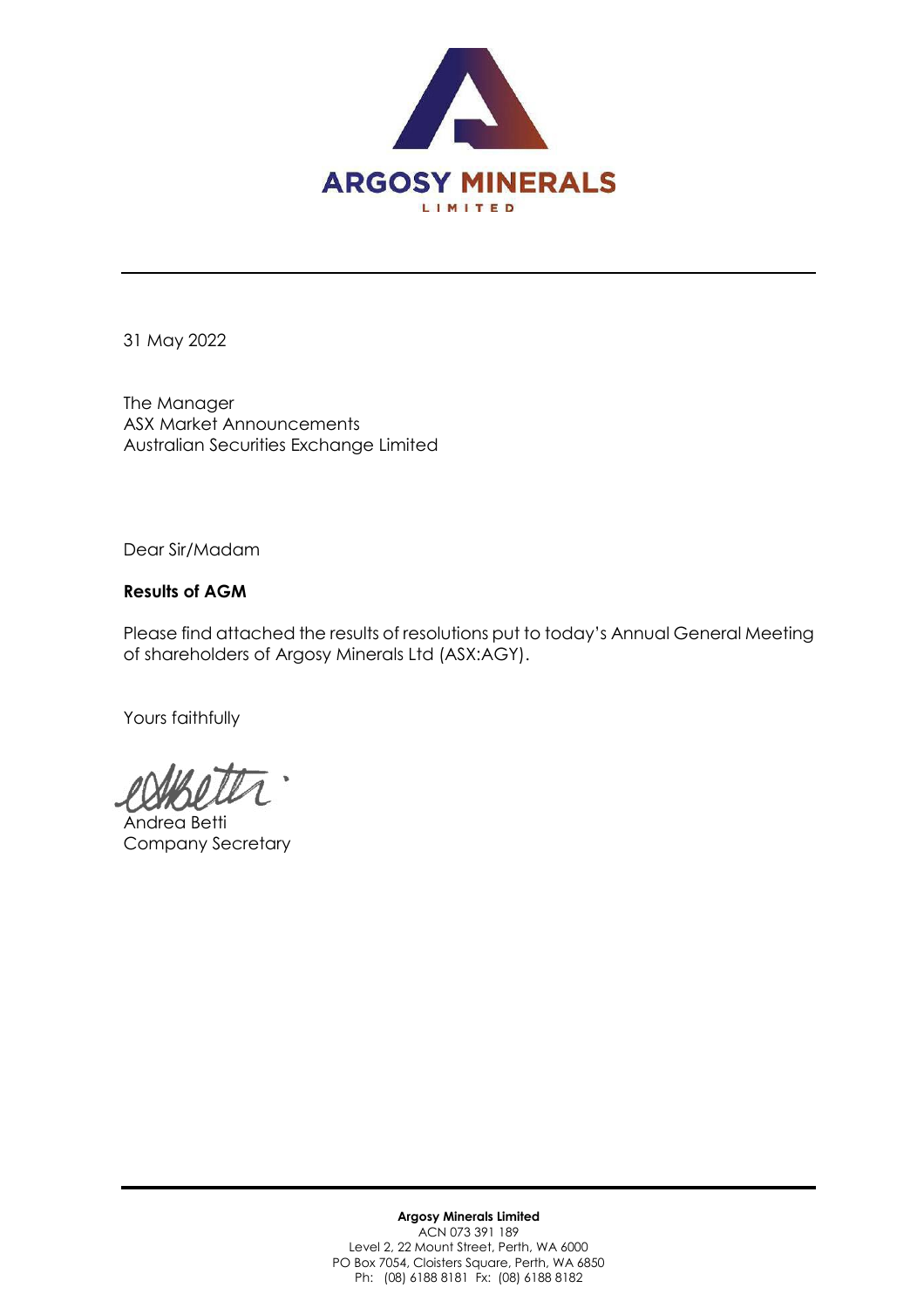**ARGOSY MINERALS**
LIMITED

31 May 2022

The Manager
ASX Market Announcements
Australian Securities Exchange Limited

Dear Sir/Madam

**Results of AGM**

Please find attached the results of resolutions put to today's Annual General Meeting of shareholders of Argosy Minerals Ltd (ASX:AGY).

Yours faithfully

Andrea Betti
Company Secretary

**Argosy Minerals Limited**
ACN 073 391 189
Level 2, 22 Mount Street, Perth, WA 6000
PO Box 7054, Cloisters Square, Perth, WA 6850
Ph: (08) 6188 8181 Fx: (08) 6188 8182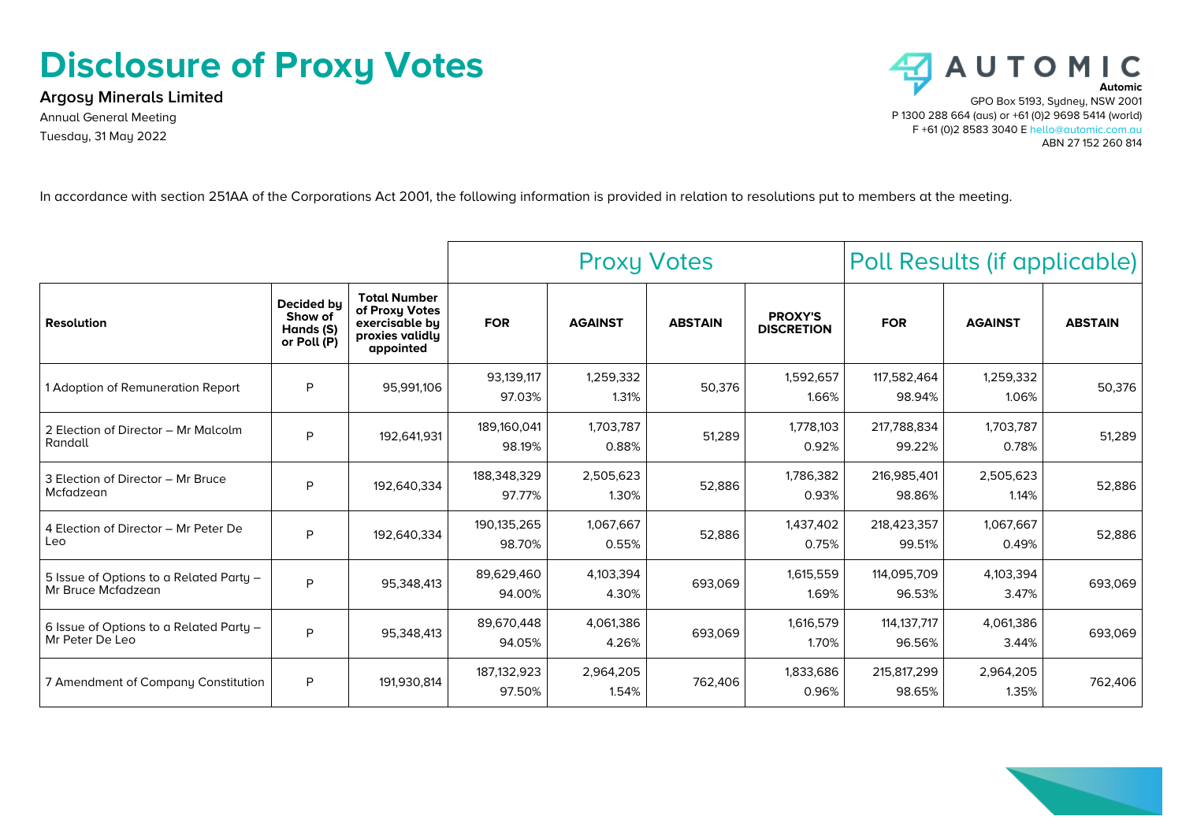# Disclosure of Proxy Votes

**Argosy Minerals Limited**

Annual General Meeting

Tuesday, 31 May 2022

**AUTOMIC**

**Automic**
GPO Box 5193, Sydney, NSW 2001
P 1300 288 664 (aus) or +61 (0)2 9698 5414 (world)
F +61 (0)2 8583 3040 E hello@automic.com.au
ABN 27 152 260 814

In accordance with section 251AA of the Corporations Act 2001, the following information is provided in relation to resolutions put to members at the meeting.

| | | | Proxy Votes | | | | Poll Results (if applicable) | | |
|---|---|---|---|---|---|---|---|---|---|
| **Resolution** | **Decided by Show of Hands (S) or Poll (P)** | **Total Number of Proxy Votes exercisable by proxies validly appointed** | **FOR** | **AGAINST** | **ABSTAIN** | **PROXY'S DISCRETION** | **FOR** | **AGAINST** | **ABSTAIN** |
| 1 Adoption of Remuneration Report | P | 95,991,106 | 93,139,117 97.03% | 1,259,332 1.31% | 50,376 | 1,592,657 1.66% | 117,582,464 98.94% | 1,259,332 1.06% | 50,376 |
| 2 Election of Director – Mr Malcolm Randall | P | 192,641,931 | 189,160,041 98.19% | 1,703,787 0.88% | 51,289 | 1,778,103 0.92% | 217,788,834 99.22% | 1,703,787 0.78% | 51,289 |
| 3 Election of Director – Mr Bruce Mcfadzean | P | 192,640,334 | 188,348,329 97.77% | 2,505,623 1.30% | 52,886 | 1,786,382 0.93% | 216,985,401 98.86% | 2,505,623 1.14% | 52,886 |
| 4 Election of Director – Mr Peter De Leo | P | 192,640,334 | 190,135,265 98.70% | 1,067,667 0.55% | 52,886 | 1,437,402 0.75% | 218,423,357 99.51% | 1,067,667 0.49% | 52,886 |
| 5 Issue of Options to a Related Party – Mr Bruce Mcfadzean | P | 95,348,413 | 89,629,460 94.00% | 4,103,394 4.30% | 693,069 | 1,615,559 1.69% | 114,095,709 96.53% | 4,103,394 3.47% | 693,069 |
| 6 Issue of Options to a Related Party – Mr Peter De Leo | P | 95,348,413 | 89,670,448 94.05% | 4,061,386 4.26% | 693,069 | 1,616,579 1.70% | 114,137,717 96.56% | 4,061,386 3.44% | 693,069 |
| 7 Amendment of Company Constitution | P | 191,930,814 | 187,132,923 97.50% | 2,964,205 1.54% | 762,406 | 1,833,686 0.96% | 215,817,299 98.65% | 2,964,205 1.35% | 762,406 |